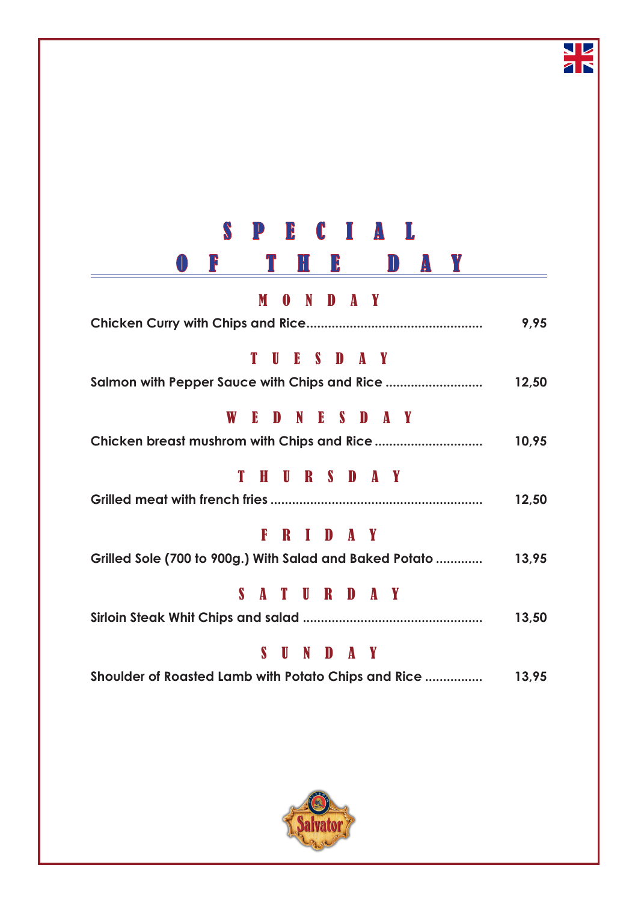# SPECIAL OF THE DAY

## MONDAY

Chicken Curry with Chips and Rice................................................ 9,95

## TUESDAY

Salmon with Pepper Sauce with Chips and Rice ........................... 12,50

## WEDNESDAY

Chicken breast mushrom with Chips and Rice .............................. 10,95

## THURSDAY

Grilled meat with french fries .......................................................... 12,50

## FRIDAY

Grilled Sole (700 to 900g.) With Salad and Baked Potato ............ 13,95

## SATURDAY

Sirloin Steak Whit Chips and salad ................................................. 13,50

## SUNDAY

Shoulder of Roasted Lamb with Potato Chips and Rice ................ 13,95

Salvator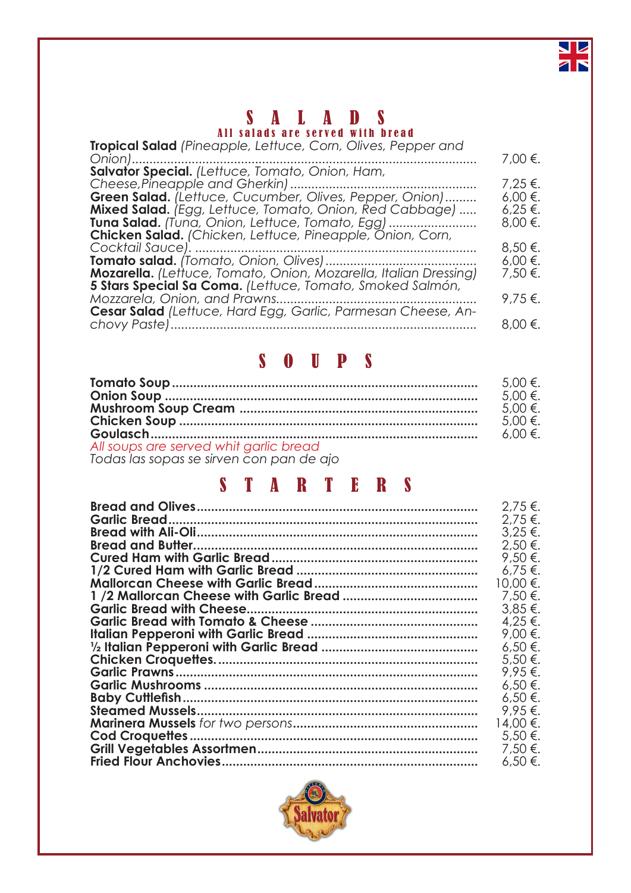# SALADS

### All salads are served with bread

**Tropical Salad** *(Pineapple, Lettuce, Corn, Olives, Pepper and Onion)* ........ 7,00 €.
**Salvator Special.** *(Lettuce, Tomato, Onion, Ham, Cheese,Pineapple and Gherkin)* ........ 7,25 €.
**Green Salad.** *(Lettuce, Cucumber, Olives, Pepper, Onion)* ........ 6,00 €.
**Mixed Salad.** *(Egg, Lettuce, Tomato, Onion, Red Cabbage)* ........ 6,25 €.
**Tuna Salad.** *(Tuna, Onion, Lettuce, Tomato, Egg)* ........ 8,00 €.
**Chicken Salad.** *(Chicken, Lettuce, Pineapple, Onion, Corn, Cocktail Sauce).* ........ 8,50 €.
**Tomato salad.** *(Tomato, Onion, Olives)* ........ 6,00 €.
**Mozarella.** *(Lettuce, Tomato, Onion, Mozarella, Italian Dressing)* 7,50 €.
**5 Stars Special Sa Coma.** *(Lettuce, Tomato, Smoked Salmón, Mozzarela, Onion, and Prawns* ........ 9,75 €.
**Cesar Salad** *(Lettuce, Hard Egg, Garlic, Parmesan Cheese, Anchovy Paste)* ........ 8,00 €.

# SOUPS

**Tomato Soup** ........ 5,00 €.
**Onion Soup** ........ 5,00 €.
**Mushroom Soup Cream** ........ 5,00 €.
**Chicken Soup** ........ 5,00 €.
**Goulasch** ........ 6,00 €.

*All soups are served whit garlic bread*
*Todas las sopas se sirven con pan de ajo*

# STARTERS

**Bread and Olives** ........ 2,75 €.
**Garlic Bread** ........ 2,75 €.
**Bread with Ali-Oli** ........ 3,25 €.
**Bread and Butter** ........ 2,50 €.
**Cured Ham with Garlic Bread** ........ 9,50 €.
**1/2 Cured Ham with Garlic Bread** ........ 6,75 €.
**Mallorcan Cheese with Garlic Bread** ........ 10,00 €.
**1 /2 Mallorcan Cheese with Garlic Bread** ........ 7,50 €.
**Garlic Bread with Cheese** ........ 3,85 €.
**Garlic Bread with Tomato & Cheese** ........ 4,25 €.
**Italian Pepperoni with Garlic Bread** ........ 9,00 €.
**½ Italian Pepperoni with Garlic Bread** ........ 6,50 €.
**Chicken Croquettes.** ........ 5,50 €.
**Garlic Prawns** ........ 9,95 €.
**Garlic Mushrooms** ........ 6,50 €.
**Baby Cuttlefish** ........ 6,50 €.
**Steamed Mussels** ........ 9,95 €.
**Marinera Mussels** *for two persons* ........ 14,00 €.
**Cod Croquettes** ........ 5,50 €.
**Grill Vegetables Assortmen** ........ 7,50 €.
**Fried Flour Anchovies** ........ 6,50 €.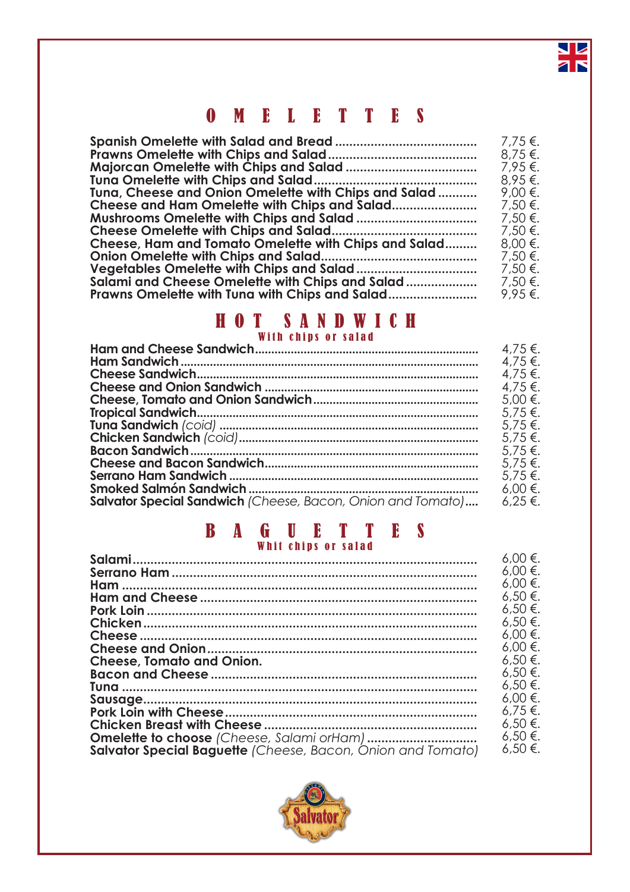# OMELETTES

| Item | Price |
|---|---|
| **Spanish Omelette with Salad and Bread** | 7,75 €. |
| **Prawns Omelette with Chips and Salad** | 8,75 €. |
| **Majorcan Omelette with Chips and Salad** | 7,95 €. |
| **Tuna Omelette with Chips and Salad** | 8,95 €. |
| **Tuna, Cheese and Onion Omelette with Chips and Salad** | 9,00 €. |
| **Cheese and Ham Omelette with Chips and Salad** | 7,50 €. |
| **Mushrooms Omelette with Chips and Salad** | 7,50 €. |
| **Cheese Omelette with Chips and Salad** | 7,50 €. |
| **Cheese, Ham and Tomato Omelette with Chips and Salad** | 8,00 €. |
| **Onion Omelette with Chips and Salad** | 7,50 €. |
| **Vegetables Omelette with Chips and Salad** | 7,50 €. |
| **Salami and Cheese Omelette with Chips and Salad** | 7,50 €. |
| **Prawns Omelette with Tuna with Chips and Salad** | 9,95 €. |

# HOT SANDWICH

### With chips or salad

| Item | Price |
|---|---|
| **Ham and Cheese Sandwich** | 4,75 €. |
| **Ham Sandwich** | 4,75 €. |
| **Cheese Sandwich** | 4,75 €. |
| **Cheese and Onion Sandwich** | 4,75 €. |
| **Cheese, Tomato and Onion Sandwich** | 5,00 €. |
| **Tropical Sandwich** | 5,75 €. |
| **Tuna Sandwich** *(coid)* | 5,75 €. |
| **Chicken Sandwich** *(coid)* | 5,75 €. |
| **Bacon Sandwich** | 5,75 €. |
| **Cheese and Bacon Sandwich** | 5,75 €. |
| **Serrano Ham Sandwich** | 5,75 €. |
| **Smoked Salmón Sandwich** | 6,00 €. |
| **Salvator Special Sandwich** *(Cheese, Bacon, Onion and Tomato)* | 6,25 €. |

# BAGUETTES

### Whit chips or salad

| Item | Price |
|---|---|
| **Salami** | 6,00 €. |
| **Serrano Ham** | 6,00 €. |
| **Ham** | 6,00 €. |
| **Ham and Cheese** | 6,50 €. |
| **Pork Loin** | 6,50 €. |
| **Chicken** | 6,50 €. |
| **Cheese** | 6,00 €. |
| **Cheese and Onion** | 6,00 €. |
| **Cheese, Tomato and Onion.** | 6,50 €. |
| **Bacon and Cheese** | 6,50 €. |
| **Tuna** | 6,50 €. |
| **Sausage** | 6,00 €. |
| **Pork Loin with Cheese** | 6,75 €. |
| **Chicken Breast with Cheese** | 6,50 €. |
| **Omelette to choose** *(Cheese, Salami orHam)* | 6,50 €. |
| **Salvator Special Baguette** *(Cheese, Bacon, Onion and Tomato)* | 6,50 €. |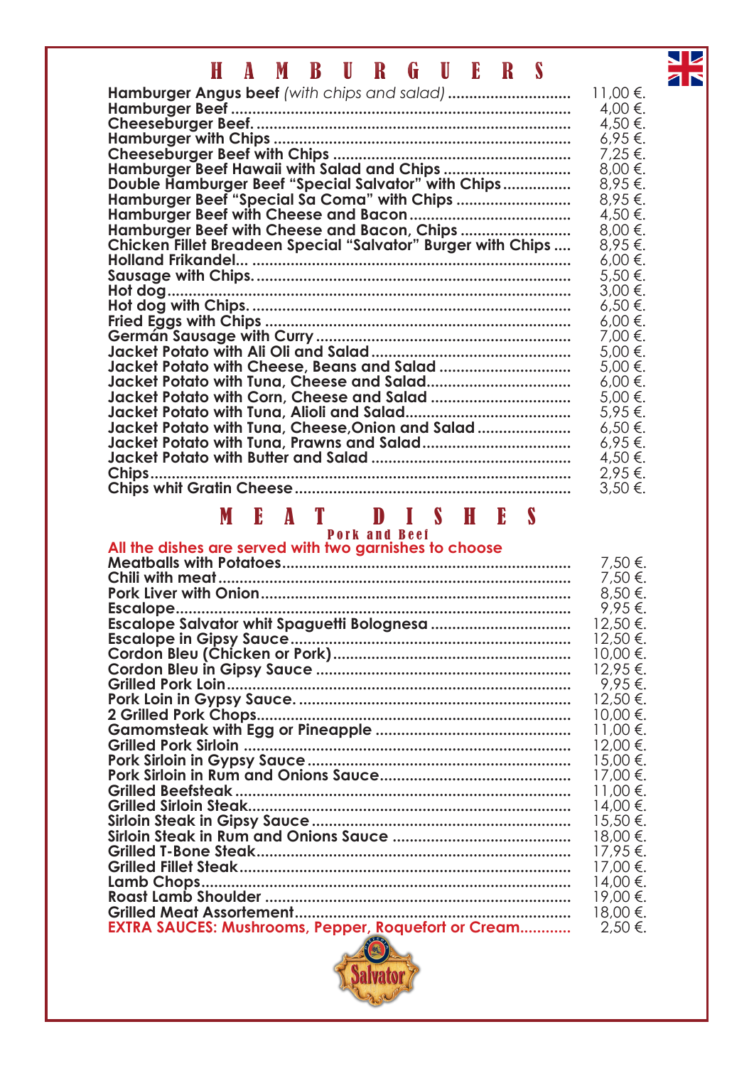# HAMBURGUERS

| Item | Price |
|---|---|
| **Hamburger Angus beef** *(with chips and salad)* | 11,00 €. |
| **Hamburger Beef** | 4,00 €. |
| **Cheeseburger Beef.** | 4,50 €. |
| **Hamburger with Chips** | 6,95 €. |
| **Cheeseburger Beef with Chips** | 7,25 €. |
| **Hamburger Beef Hawaii with Salad and Chips** | 8,00 €. |
| **Double Hamburger Beef "Special Salvator" with Chips** | 8,95 €. |
| **Hamburger Beef "Special Sa Coma" with Chips** | 8,95 €. |
| **Hamburger Beef with Cheese and Bacon** | 4,50 €. |
| **Hamburger Beef with Cheese and Bacon, Chips** | 8,00 €. |
| **Chicken Fillet Breadeen Special "Salvator" Burger with Chips** | 8,95 €. |
| **Holland Frikandel...** | 6,00 €. |
| **Sausage with Chips.** | 5,50 €. |
| **Hot dog** | 3,00 €. |
| **Hot dog with Chips.** | 6,50 €. |
| **Fried Eggs with Chips** | 6,00 €. |
| **Germán Sausage with Curry** | 7,00 €. |
| **Jacket Potato with Ali Oli and Salad** | 5,00 €. |
| **Jacket Potato with Cheese, Beans and Salad** | 5,00 €. |
| **Jacket Potato with Tuna, Cheese and Salad** | 6,00 €. |
| **Jacket Potato with Corn, Cheese and Salad** | 5,00 €. |
| **Jacket Potato with Tuna, Alioli and Salad** | 5,95 €. |
| **Jacket Potato with Tuna, Cheese,Onion and Salad** | 6,50 €. |
| **Jacket Potato with Tuna, Prawns and Salad** | 6,95 €. |
| **Jacket Potato with Butter and Salad** | 4,50 €. |
| **Chips** | 2,95 €. |
| **Chips whit Gratin Cheese** | 3,50 €. |

# MEAT DISHES

## Pork and Beef

**All the dishes are served with two garnishes to choose**

| Item | Price |
|---|---|
| **Meatballs with Potatoes** | 7,50 €. |
| **Chili with meat** | 7,50 €. |
| **Pork Liver with Onion** | 8,50 €. |
| **Escalope** | 9,95 €. |
| **Escalope Salvator whit Spaguetti Bolognesa** | 12,50 €. |
| **Escalope in Gipsy Sauce** | 12,50 €. |
| **Cordon Bleu (Chicken or Pork)** | 10,00 €. |
| **Cordon Bleu in Gipsy Sauce** | 12,95 €. |
| **Grilled Pork Loin** | 9,95 €. |
| **Pork Loin in Gypsy Sauce.** | 12,50 €. |
| **2 Grilled Pork Chops** | 10,00 €. |
| **Gamomsteak with Egg or Pineapple** | 11,00 €. |
| **Grilled Pork Sirloin** | 12,00 €. |
| **Pork Sirloin in Gypsy Sauce** | 15,00 €. |
| **Pork Sirloin in Rum and Onions Sauce** | 17,00 €. |
| **Grilled Beefsteak** | 11,00 €. |
| **Grilled Sirloin Steak** | 14,00 €. |
| **Sirloin Steak in Gipsy Sauce** | 15,50 €. |
| **Sirloin Steak in Rum and Onions Sauce** | 18,00 €. |
| **Grilled T-Bone Steak** | 17,95 €. |
| **Grilled Fillet Steak** | 17,00 €. |
| **Lamb Chops** | 14,00 €. |
| **Roast Lamb Shoulder** | 19,00 €. |
| **Grilled Meat Assortement** | 18,00 €. |
| **EXTRA SAUCES: Mushrooms, Pepper, Roquefort or Cream** | 2,50 €. |

Salvator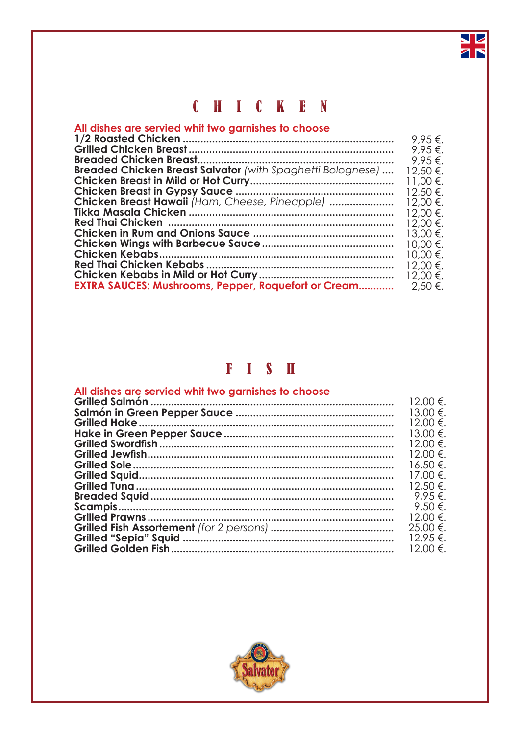# CHICKEN

**All dishes are servied whit two garnishes to choose**

| Dish | Price |
|---|---|
| **1/2 Roasted Chicken** | 9,95 €. |
| **Grilled Chicken Breast** | 9,95 €. |
| **Breaded Chicken Breast** | 9,95 €. |
| **Breaded Chicken Breast Salvator** *(with Spaghetti Bolognese)* | 12,50 €. |
| **Chicken Breast in Mild or Hot Curry** | 11,00 €. |
| **Chicken Breast in Gypsy Sauce** | 12,50 €. |
| **Chicken Breast Hawaii** *(Ham, Cheese, Pineapple)* | 12,00 €. |
| **Tikka Masala Chicken** | 12,00 €. |
| **Red Thai Chicken** | 12,00 €. |
| **Chicken in Rum and Onions Sauce** | 13,00 €. |
| **Chicken Wings with Barbecue Sauce** | 10,00 €. |
| **Chicken Kebabs** | 10,00 €. |
| **Red Thai Chicken Kebabs** | 12,00 €. |
| **Chicken Kebabs in Mild or Hot Curry** | 12,00 €. |
| **EXTRA SAUCES: Mushrooms, Pepper, Roquefort or Cream** | 2,50 €. |

# FISH

**All dishes are servied whit two garnishes to choose**

| Dish | Price |
|---|---|
| **Grilled Salmón** | 12,00 €. |
| **Salmón in Green Pepper Sauce** | 13,00 €. |
| **Grilled Hake** | 12,00 €. |
| **Hake in Green Pepper Sauce** | 13,00 €. |
| **Grilled Swordfish** | 12,00 €. |
| **Grilled Jewfish** | 12,00 €. |
| **Grilled Sole** | 16,50 €. |
| **Grilled Squid** | 17,00 €. |
| **Grilled Tuna** | 12,50 €. |
| **Breaded Squid** | 9,95 €. |
| **Scampis** | 9,50 €. |
| **Grilled Prawns** | 12,00 €. |
| **Grilled Fish Assortement** *(for 2 persons)* | 25,00 €. |
| **Grilled "Sepia" Squid** | 12,95 €. |
| **Grilled Golden Fish** | 12,00 €. |

Salvator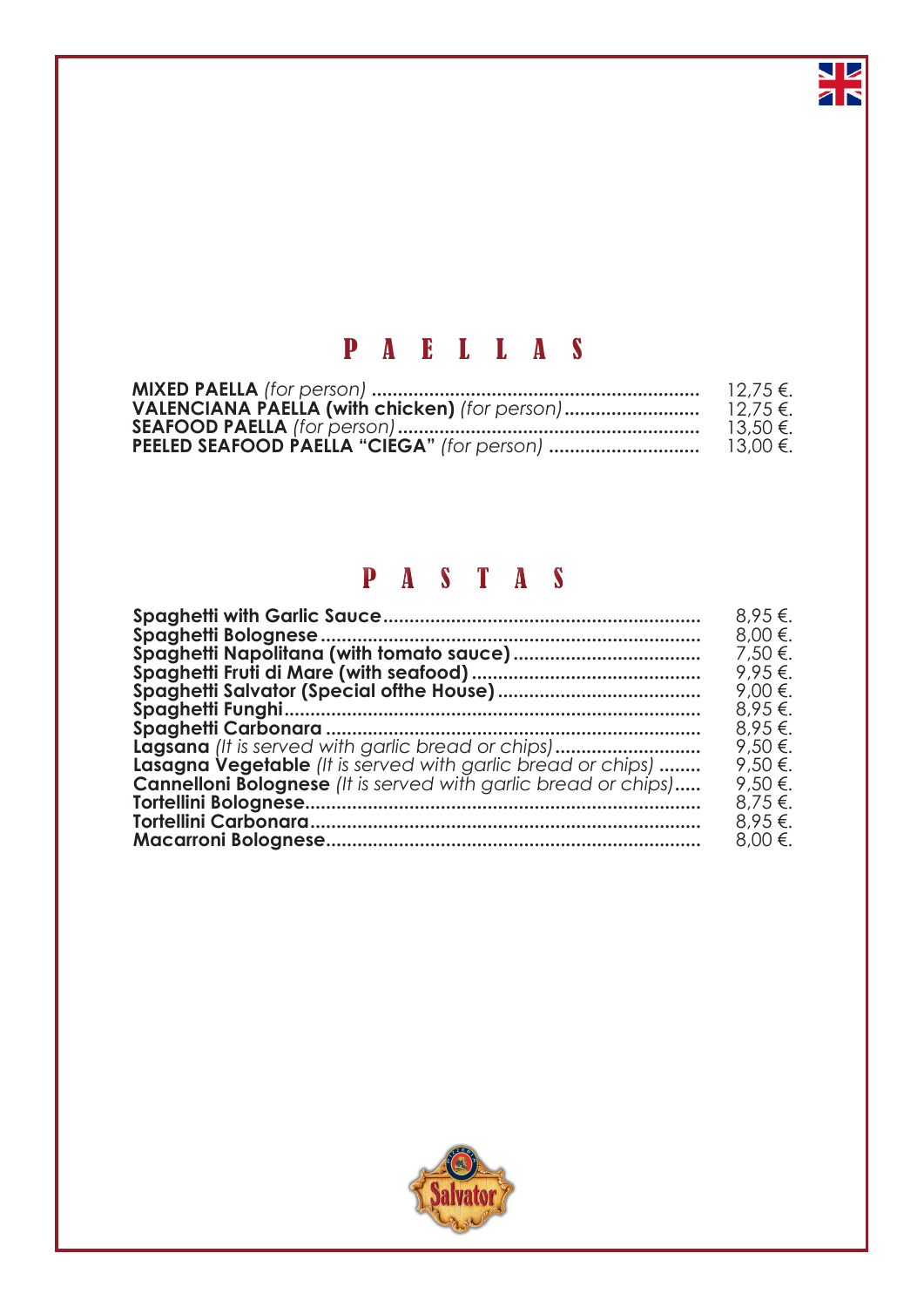## P A E L L A S

| | |
|---|---|
| **MIXED PAELLA** *(for person)* | 12,75 €. |
| **VALENCIANA PAELLA (with chicken)** *(for person)* | 12,75 €. |
| **SEAFOOD PAELLA** *(for person)* | 13,50 €. |
| **PEELED SEAFOOD PAELLA "CIEGA"** *(for person)* | 13,00 €. |

## P A S T A S

| | |
|---|---|
| **Spaghetti with Garlic Sauce** | 8,95 €. |
| **Spaghetti Bolognese** | 8,00 €. |
| **Spaghetti Napolitana (with tomato sauce)** | 7,50 €. |
| **Spaghetti Fruti di Mare (with seafood)** | 9,95 €. |
| **Spaghetti Salvator (Special ofthe House)** | 9,00 €. |
| **Spaghetti Funghi** | 8,95 €. |
| **Spaghetti Carbonara** | 8,95 €. |
| **Lagsana** *(It is served with garlic bread or chips)* | 9,50 €. |
| **Lasagna Vegetable** *(It is served with garlic bread or chips)* | 9,50 €. |
| **Cannelloni Bolognese** *(It is served with garlic bread or chips)* | 9,50 €. |
| **Tortellini Bolognese** | 8,75 €. |
| **Tortellini Carbonara** | 8,95 €. |
| **Macarroni Bolognese** | 8,00 €. |

Salvator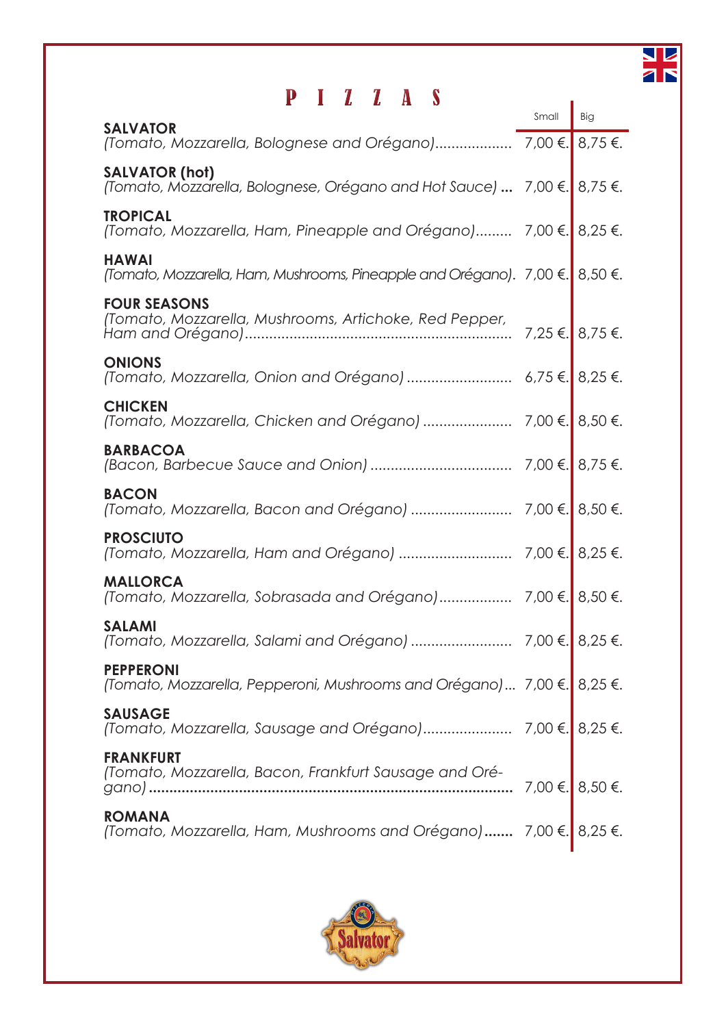# PIZZAS

| | Small | Big |
|---|---|---|
| **SALVATOR**<br>*(Tomato, Mozzarella, Bolognese and Orégano)* | 7,00 €. | 8,75 €. |
| **SALVATOR (hot)**<br>*(Tomato, Mozzarella, Bolognese, Orégano and Hot Sauce)* | 7,00 €. | 8,75 €. |
| **TROPICAL**<br>*(Tomato, Mozzarella, Ham, Pineapple and Orégano)* | 7,00 €. | 8,25 €. |
| **HAWAI**<br>*(Tomato, Mozzarella, Ham, Mushrooms, Pineapple and Orégano)* | 7,00 €. | 8,50 €. |
| **FOUR SEASONS**<br>*(Tomato, Mozzarella, Mushrooms, Artichoke, Red Pepper, Ham and Orégano)* | 7,25 €. | 8,75 €. |
| **ONIONS**<br>*(Tomato, Mozzarella, Onion and Orégano)* | 6,75 €. | 8,25 €. |
| **CHICKEN**<br>*(Tomato, Mozzarella, Chicken and Orégano)* | 7,00 €. | 8,50 €. |
| **BARBACOA**<br>*(Bacon, Barbecue Sauce and Onion)* | 7,00 €. | 8,75 €. |
| **BACON**<br>*(Tomato, Mozzarella, Bacon and Orégano)* | 7,00 €. | 8,50 €. |
| **PROSCIUTO**<br>*(Tomato, Mozzarella, Ham and Orégano)* | 7,00 €. | 8,25 €. |
| **MALLORCA**<br>*(Tomato, Mozzarella, Sobrasada and Orégano)* | 7,00 €. | 8,50 €. |
| **SALAMI**<br>*(Tomato, Mozzarella, Salami and Orégano)* | 7,00 €. | 8,25 €. |
| **PEPPERONI**<br>*(Tomato, Mozzarella, Pepperoni, Mushrooms and Orégano)* | 7,00 €. | 8,25 €. |
| **SAUSAGE**<br>*(Tomato, Mozzarella, Sausage and Orégano)* | 7,00 €. | 8,25 €. |
| **FRANKFURT**<br>*(Tomato, Mozzarella, Bacon, Frankfurt Sausage and Orégano)* | 7,00 €. | 8,50 €. |
| **ROMANA**<br>*(Tomato, Mozzarella, Ham, Mushrooms and Orégano)* | 7,00 €. | 8,25 €. |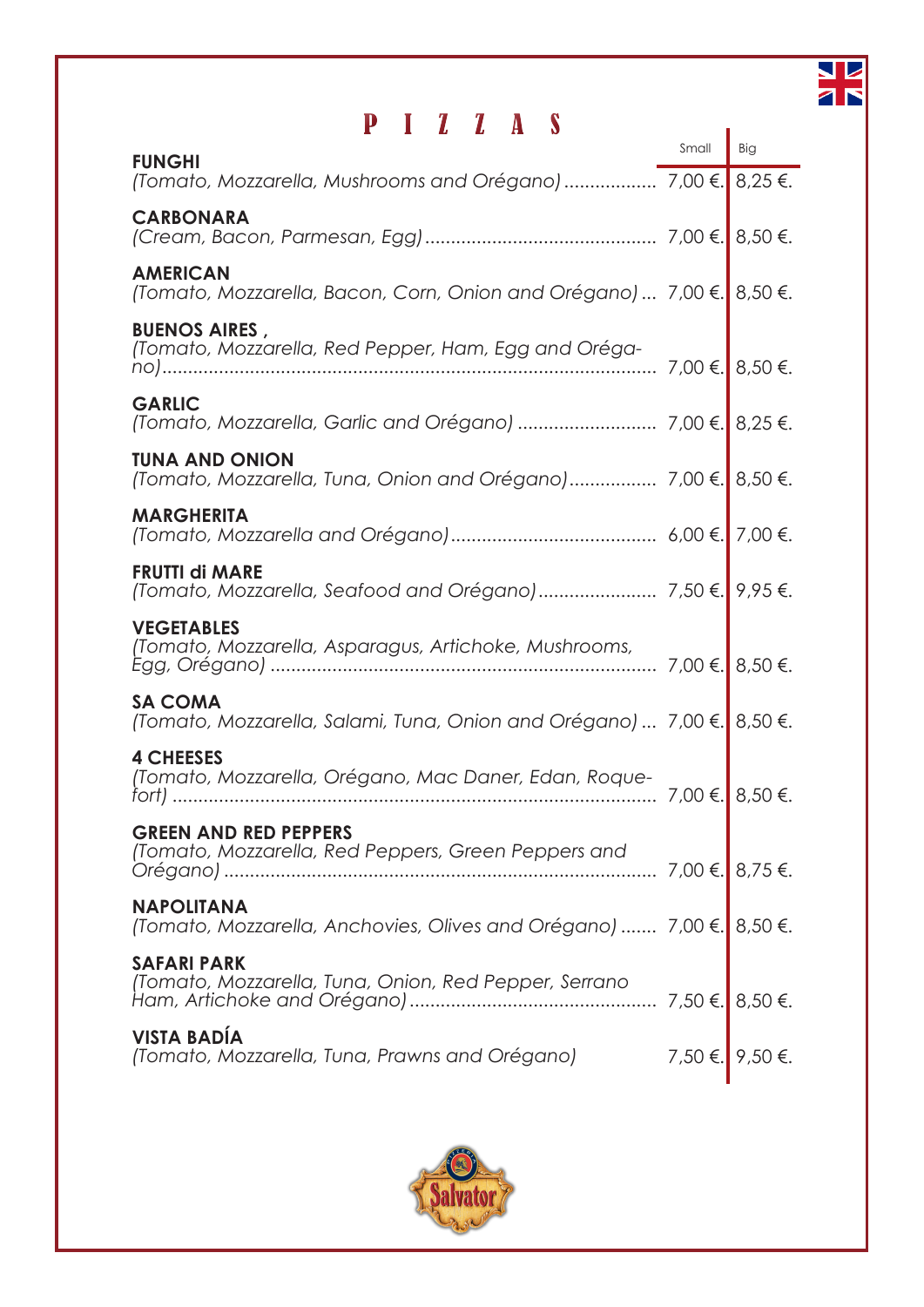# PIZZAS

| | Small | Big |
|---|---|---|
| **FUNGHI**<br>*(Tomato, Mozzarella, Mushrooms and Orégano)* | 7,00 €. | 8,25 €. |
| **CARBONARA**<br>*(Cream, Bacon, Parmesan, Egg)* | 7,00 €. | 8,50 €. |
| **AMERICAN**<br>*(Tomato, Mozzarella, Bacon, Corn, Onion and Orégano)* | 7,00 €. | 8,50 €. |
| **BUENOS AIRES ,**<br>*(Tomato, Mozzarella, Red Pepper, Ham, Egg and Orégano)* | 7,00 €. | 8,50 €. |
| **GARLIC**<br>*(Tomato, Mozzarella, Garlic and Orégano)* | 7,00 €. | 8,25 €. |
| **TUNA AND ONION**<br>*(Tomato, Mozzarella, Tuna, Onion and Orégano)* | 7,00 €. | 8,50 €. |
| **MARGHERITA**<br>*(Tomato, Mozzarella and Orégano)* | 6,00 €. | 7,00 €. |
| **FRUTTI di MARE**<br>*(Tomato, Mozzarella, Seafood and Orégano)* | 7,50 €. | 9,95 €. |
| **VEGETABLES**<br>*(Tomato, Mozzarella, Asparagus, Artichoke, Mushrooms, Egg, Orégano)* | 7,00 €. | 8,50 €. |
| **SA COMA**<br>*(Tomato, Mozzarella, Salami, Tuna, Onion and Orégano)* | 7,00 €. | 8,50 €. |
| **4 CHEESES**<br>*(Tomato, Mozzarella, Orégano, Mac Daner, Edan, Roquefort)* | 7,00 €. | 8,50 €. |
| **GREEN AND RED PEPPERS**<br>*(Tomato, Mozzarella, Red Peppers, Green Peppers and Orégano)* | 7,00 €. | 8,75 €. |
| **NAPOLITANA**<br>*(Tomato, Mozzarella, Anchovies, Olives and Orégano)* | 7,00 €. | 8,50 €. |
| **SAFARI PARK**<br>*(Tomato, Mozzarella, Tuna, Onion, Red Pepper, Serrano Ham, Artichoke and Orégano)* | 7,50 €. | 8,50 €. |
| **VISTA BADÍA**<br>*(Tomato, Mozzarella, Tuna, Prawns and Orégano)* | 7,50 €. | 9,50 €. |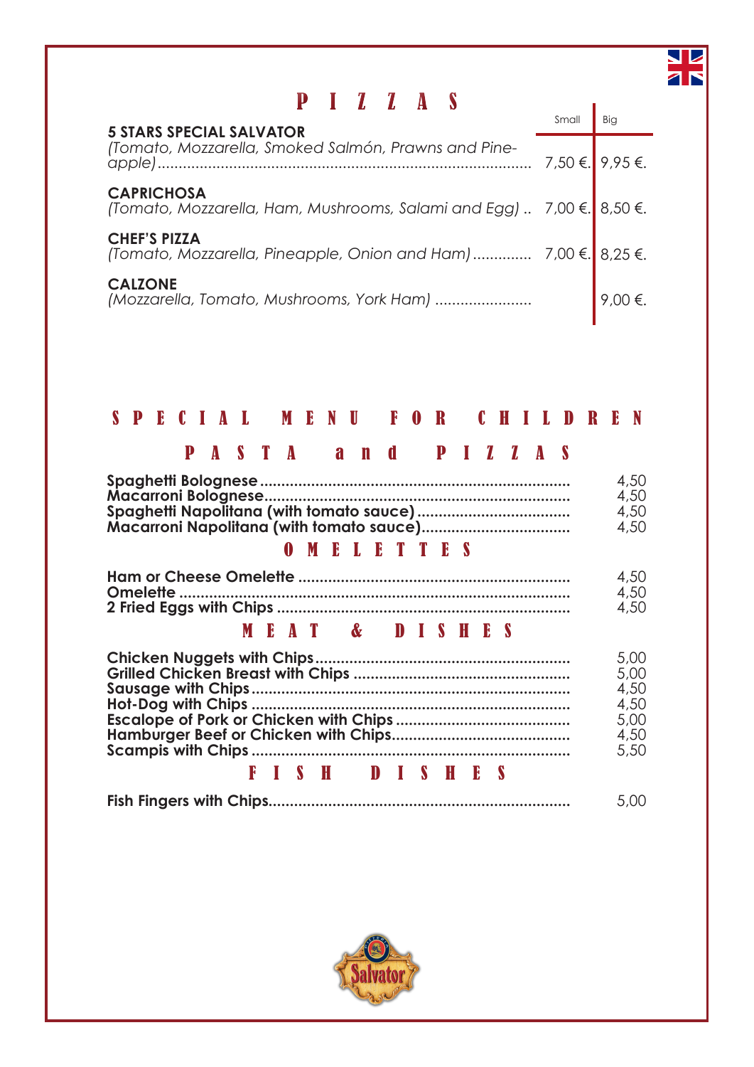# PIZZAS

| | Small | Big |
|---|---|---|
| **5 STARS SPECIAL SALVATOR**<br>*(Tomato, Mozzarella, Smoked Salmón, Prawns and Pineapple)* | 7,50 €. | 9,95 €. |
| **CAPRICHOSA**<br>*(Tomato, Mozzarella, Ham, Mushrooms, Salami and Egg)* | 7,00 €. | 8,50 €. |
| **CHEF'S PIZZA**<br>*(Tomato, Mozzarella, Pineapple, Onion and Ham)* | 7,00 €. | 8,25 €. |
| **CALZONE**<br>*(Mozzarella, Tomato, Mushrooms, York Ham)* | | 9,00 €. |

# SPECIAL MENU FOR CHILDREN

## PASTA and PIZZAS

| | |
|---|---|
| **Spaghetti Bolognese** | 4,50 |
| **Macarroni Bolognese** | 4,50 |
| **Spaghetti Napolitana (with tomato sauce)** | 4,50 |
| **Macarroni Napolitana (with tomato sauce)** | 4,50 |

## OMELETTES

| | |
|---|---|
| **Ham or Cheese Omelette** | 4,50 |
| **Omelette** | 4,50 |
| **2 Fried Eggs with Chips** | 4,50 |

## MEAT & DISHES

| | |
|---|---|
| **Chicken Nuggets with Chips** | 5,00 |
| **Grilled Chicken Breast with Chips** | 5,00 |
| **Sausage with Chips** | 4,50 |
| **Hot-Dog with Chips** | 4,50 |
| **Escalope of Pork or Chicken with Chips** | 5,00 |
| **Hamburger Beef or Chicken with Chips** | 4,50 |
| **Scampis with Chips** | 5,50 |

## FISH DISHES

| | |
|---|---|
| **Fish Fingers with Chips** | 5,00 |

Salvator